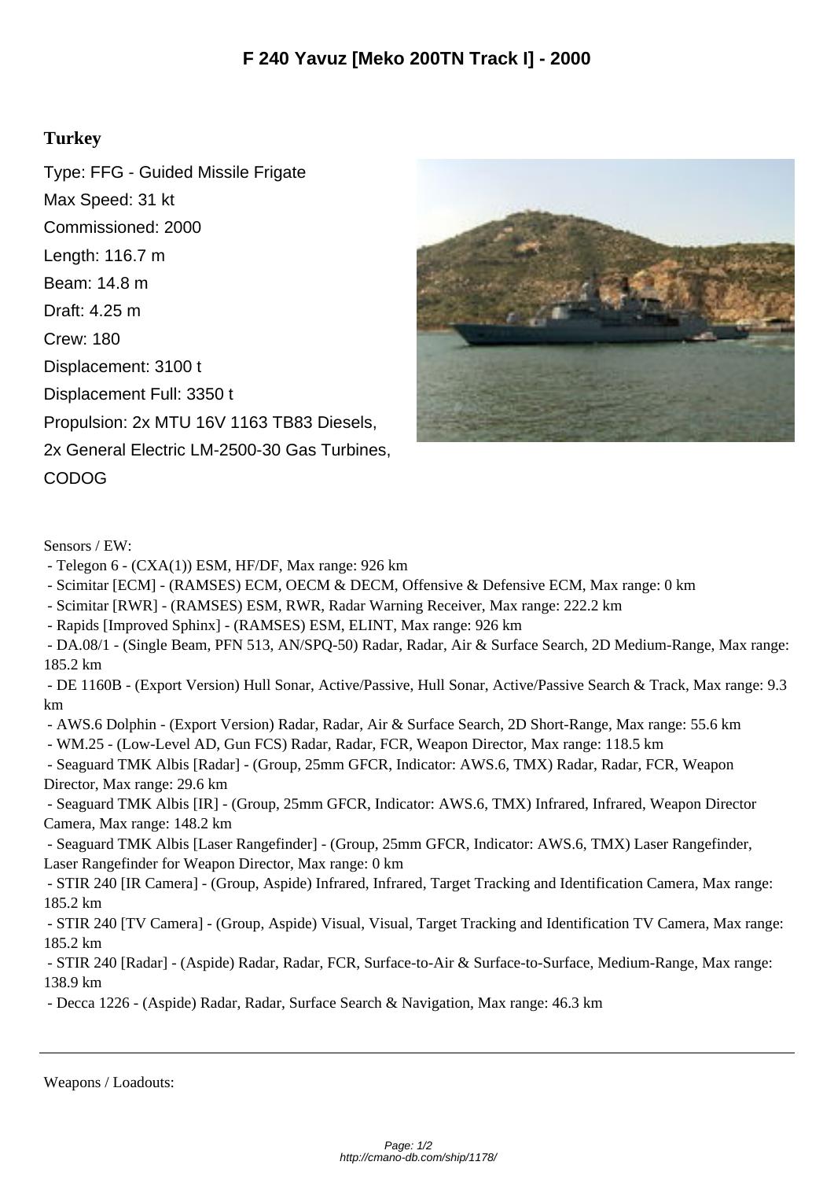# F 240 Yavuz [Meko 200TN Track I] - 2000

## Turkey

Type: FFG - Guided Missile Frigate

Max Speed: 31 kt

Commissioned: 2000

Length: 116.7 m

Beam: 14.8 m

Draft: 4.25 m

Crew: 180

Displacement: 3100 t

Displacement Full: 3350 t

Propulsion: 2x MTU 16V 1163 TB83 Diesels, 2x General Electric LM-2500-30 Gas Turbines, CODOG

Sensors / EW:

- Telegon 6 - (CXA(1)) ESM, HF/DF, Max range: 926 km
- Scimitar [ECM] - (RAMSES) ECM, OECM & DECM, Offensive & Defensive ECM, Max range: 0 km
- Scimitar [RWR] - (RAMSES) ESM, RWR, Radar Warning Receiver, Max range: 222.2 km
- Rapids [Improved Sphinx] - (RAMSES) ESM, ELINT, Max range: 926 km
- DA.08/1 - (Single Beam, PFN 513, AN/SPQ-50) Radar, Radar, Air & Surface Search, 2D Medium-Range, Max range: 185.2 km
- DE 1160B - (Export Version) Hull Sonar, Active/Passive, Hull Sonar, Active/Passive Search & Track, Max range: 9.3 km
- AWS.6 Dolphin - (Export Version) Radar, Radar, Air & Surface Search, 2D Short-Range, Max range: 55.6 km
- WM.25 - (Low-Level AD, Gun FCS) Radar, Radar, FCR, Weapon Director, Max range: 118.5 km
- Seaguard TMK Albis [Radar] - (Group, 25mm GFCR, Indicator: AWS.6, TMX) Radar, Radar, FCR, Weapon Director, Max range: 29.6 km
- Seaguard TMK Albis [IR] - (Group, 25mm GFCR, Indicator: AWS.6, TMX) Infrared, Infrared, Weapon Director Camera, Max range: 148.2 km
- Seaguard TMK Albis [Laser Rangefinder] - (Group, 25mm GFCR, Indicator: AWS.6, TMX) Laser Rangefinder, Laser Rangefinder for Weapon Director, Max range: 0 km
- STIR 240 [IR Camera] - (Group, Aspide) Infrared, Infrared, Target Tracking and Identification Camera, Max range: 185.2 km
- STIR 240 [TV Camera] - (Group, Aspide) Visual, Visual, Target Tracking and Identification TV Camera, Max range: 185.2 km
- STIR 240 [Radar] - (Aspide) Radar, Radar, FCR, Surface-to-Air & Surface-to-Surface, Medium-Range, Max range: 138.9 km
- Decca 1226 - (Aspide) Radar, Radar, Surface Search & Navigation, Max range: 46.3 km

---

Weapons / Loadouts: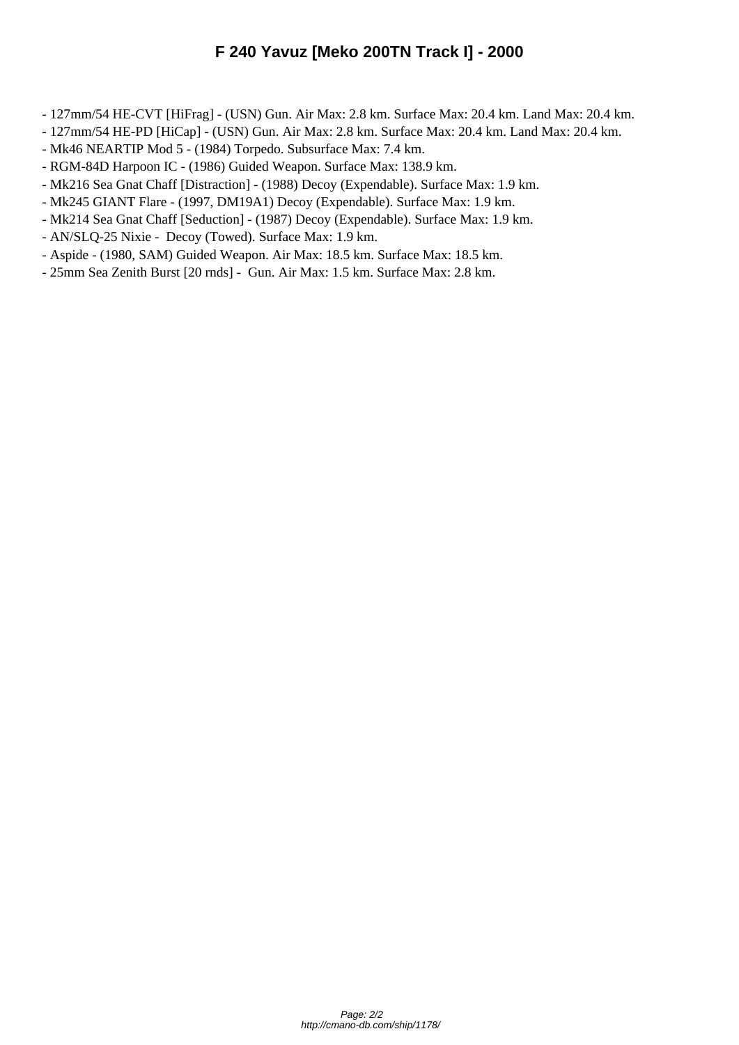# F 240 Yavuz [Meko 200TN Track I] - 2000

- 127mm/54 HE-CVT [HiFrag] - (USN) Gun. Air Max: 2.8 km. Surface Max: 20.4 km. Land Max: 20.4 km.
- 127mm/54 HE-PD [HiCap] - (USN) Gun. Air Max: 2.8 km. Surface Max: 20.4 km. Land Max: 20.4 km.
- Mk46 NEARTIP Mod 5 - (1984) Torpedo. Subsurface Max: 7.4 km.
- RGM-84D Harpoon IC - (1986) Guided Weapon. Surface Max: 138.9 km.
- Mk216 Sea Gnat Chaff [Distraction] - (1988) Decoy (Expendable). Surface Max: 1.9 km.
- Mk245 GIANT Flare - (1997, DM19A1) Decoy (Expendable). Surface Max: 1.9 km.
- Mk214 Sea Gnat Chaff [Seduction] - (1987) Decoy (Expendable). Surface Max: 1.9 km.
- AN/SLQ-25 Nixie - Decoy (Towed). Surface Max: 1.9 km.
- Aspide - (1980, SAM) Guided Weapon. Air Max: 18.5 km. Surface Max: 18.5 km.
- 25mm Sea Zenith Burst [20 rnds] - Gun. Air Max: 1.5 km. Surface Max: 2.8 km.